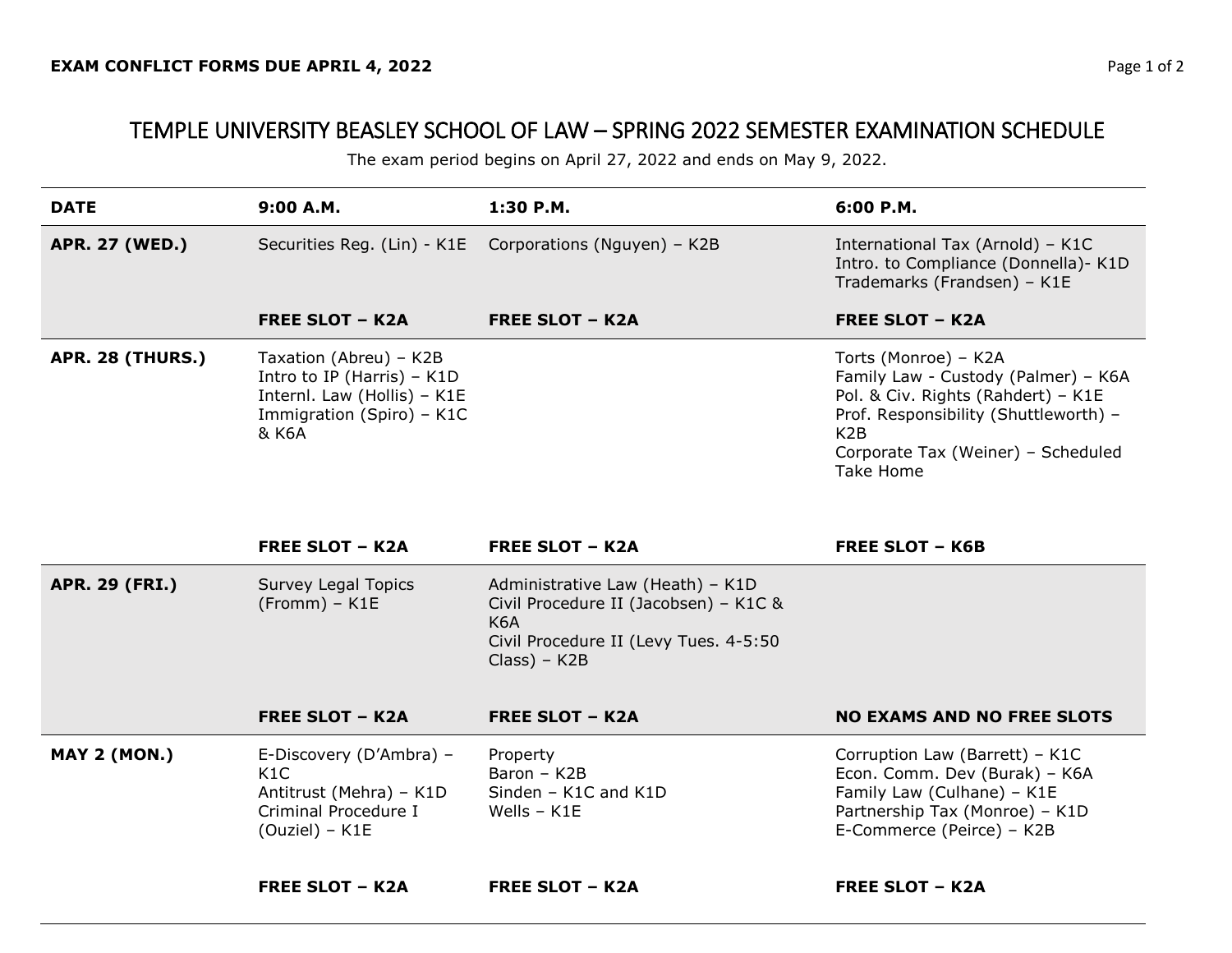**EXAM CONFLICT FORMS DUE APRIL 4, 2022**

# TEMPLE UNIVERSITY BEASLEY SCHOOL OF LAW – SPRING 2022 SEMESTER EXAMINATION SCHEDULE

The exam period begins on April 27, 2022 and ends on May 9, 2022.

| DATE | 9:00 A.M. | 1:30 P.M. | 6:00 P.M. |
|---|---|---|---|
| **APR. 27 (WED.)** | Securities Reg. (Lin) - K1E<br><br>**FREE SLOT – K2A** | Corporations (Nguyen) – K2B<br><br>**FREE SLOT – K2A** | International Tax (Arnold) – K1C<br>Intro. to Compliance (Donnella)- K1D<br>Trademarks (Frandsen) – K1E<br><br>**FREE SLOT – K2A** |
| **APR. 28 (THURS.)** | Taxation (Abreu) – K2B<br>Intro to IP (Harris) – K1D<br>Internl. Law (Hollis) – K1E<br>Immigration (Spiro) – K1C & K6A<br><br>**FREE SLOT – K2A** | **FREE SLOT – K2A** | Torts (Monroe) – K2A<br>Family Law - Custody (Palmer) – K6A<br>Pol. & Civ. Rights (Rahdert) – K1E<br>Prof. Responsibility (Shuttleworth) – K2B<br>Corporate Tax (Weiner) – Scheduled Take Home<br><br>**FREE SLOT – K6B** |
| **APR. 29 (FRI.)** | Survey Legal Topics (Fromm) – K1E<br><br>**FREE SLOT – K2A** | Administrative Law (Heath) – K1D<br>Civil Procedure II (Jacobsen) – K1C & K6A<br>Civil Procedure II (Levy Tues. 4-5:50 Class) – K2B<br><br>**FREE SLOT – K2A** | **NO EXAMS AND NO FREE SLOTS** |
| **MAY 2 (MON.)** | E-Discovery (D'Ambra) – K1C<br>Antitrust (Mehra) – K1D<br>Criminal Procedure I (Ouziel) – K1E<br><br>**FREE SLOT – K2A** | Property<br>Baron – K2B<br>Sinden – K1C and K1D<br>Wells – K1E<br><br>**FREE SLOT – K2A** | Corruption Law (Barrett) – K1C<br>Econ. Comm. Dev (Burak) – K6A<br>Family Law (Culhane) – K1E<br>Partnership Tax (Monroe) – K1D<br>E-Commerce (Peirce) – K2B<br><br>**FREE SLOT – K2A** |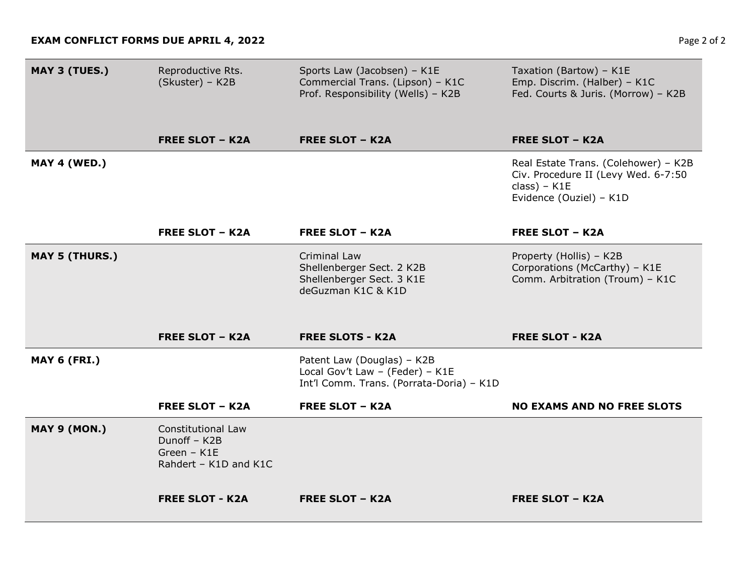**EXAM CONFLICT FORMS DUE APRIL 4, 2022**

| | | | |
|---|---|---|---|
| **MAY 3 (TUES.)** | Reproductive Rts. (Skuster) – K2B<br><br>**FREE SLOT – K2A** | Sports Law (Jacobsen) – K1E<br>Commercial Trans. (Lipson) – K1C<br>Prof. Responsibility (Wells) – K2B<br><br>**FREE SLOT – K2A** | Taxation (Bartow) – K1E<br>Emp. Discrim. (Halber) – K1C<br>Fed. Courts & Juris. (Morrow) – K2B<br><br>**FREE SLOT – K2A** |
| **MAY 4 (WED.)** | <br><br>**FREE SLOT – K2A** | <br><br>**FREE SLOT – K2A** | Real Estate Trans. (Colehower) – K2B<br>Civ. Procedure II (Levy Wed. 6-7:50 class) – K1E<br>Evidence (Ouziel) – K1D<br><br>**FREE SLOT – K2A** |
| **MAY 5 (THURS.)** | <br><br>**FREE SLOT – K2A** | Criminal Law<br>Shellenberger Sect. 2 K2B<br>Shellenberger Sect. 3 K1E<br>deGuzman K1C & K1D<br><br>**FREE SLOTS - K2A** | Property (Hollis) – K2B<br>Corporations (McCarthy) – K1E<br>Comm. Arbitration (Troum) – K1C<br><br>**FREE SLOT - K2A** |
| **MAY 6 (FRI.)** | <br><br>**FREE SLOT – K2A** | Patent Law (Douglas) – K2B<br>Local Gov't Law – (Feder) – K1E<br>Int'l Comm. Trans. (Porrata-Doria) – K1D<br><br>**FREE SLOT – K2A** | <br><br>**NO EXAMS AND NO FREE SLOTS** |
| **MAY 9 (MON.)** | Constitutional Law<br>Dunoff – K2B<br>Green – K1E<br>Rahdert – K1D and K1C<br><br>**FREE SLOT - K2A** | <br><br>**FREE SLOT – K2A** | <br><br>**FREE SLOT – K2A** |